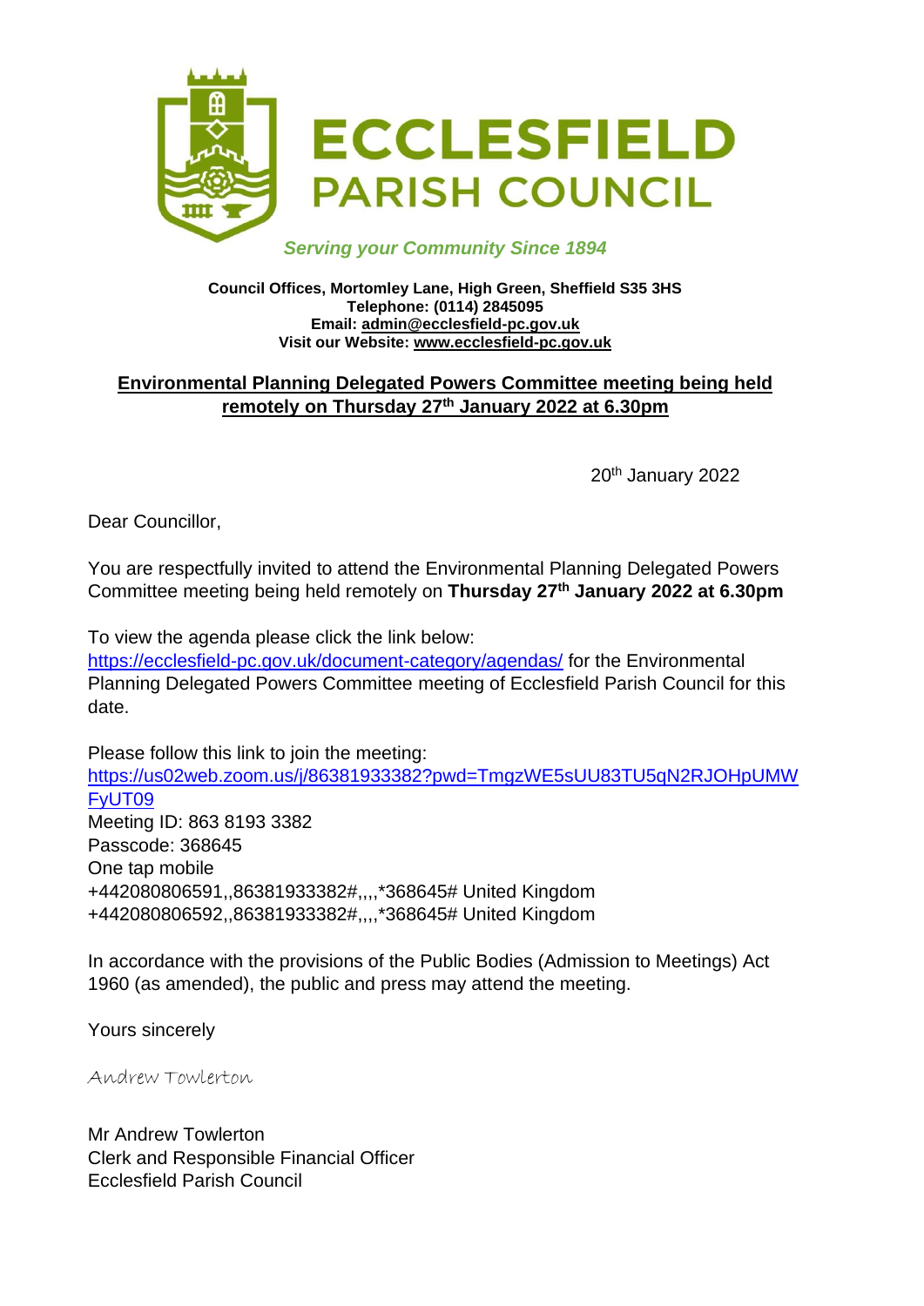# ECCLESFIELD PARISH COUNCIL

*Serving your Community Since 1894*

**Council Offices, Mortomley Lane, High Green, Sheffield S35 3HS**
**Telephone: (0114) 2845095**
**Email: admin@ecclesfield-pc.gov.uk**
**Visit our Website: www.ecclesfield-pc.gov.uk**

## Environmental Planning Delegated Powers Committee meeting being held remotely on Thursday 27th January 2022 at 6.30pm

20th January 2022

Dear Councillor,

You are respectfully invited to attend the Environmental Planning Delegated Powers Committee meeting being held remotely on **Thursday 27th January 2022 at 6.30pm**

To view the agenda please click the link below:
https://ecclesfield-pc.gov.uk/document-category/agendas/ for the Environmental Planning Delegated Powers Committee meeting of Ecclesfield Parish Council for this date.

Please follow this link to join the meeting:
https://us02web.zoom.us/j/86381933382?pwd=TmgzWE5sUU83TU5qN2RJOHpUMWFyUT09
Meeting ID: 863 8193 3382
Passcode: 368645
One tap mobile
+442080806591,,86381933382#,,,,*368645# United Kingdom
+442080806592,,86381933382#,,,,*368645# United Kingdom

In accordance with the provisions of the Public Bodies (Admission to Meetings) Act 1960 (as amended), the public and press may attend the meeting.

Yours sincerely

*Andrew Towlerton*

Mr Andrew Towlerton
Clerk and Responsible Financial Officer
Ecclesfield Parish Council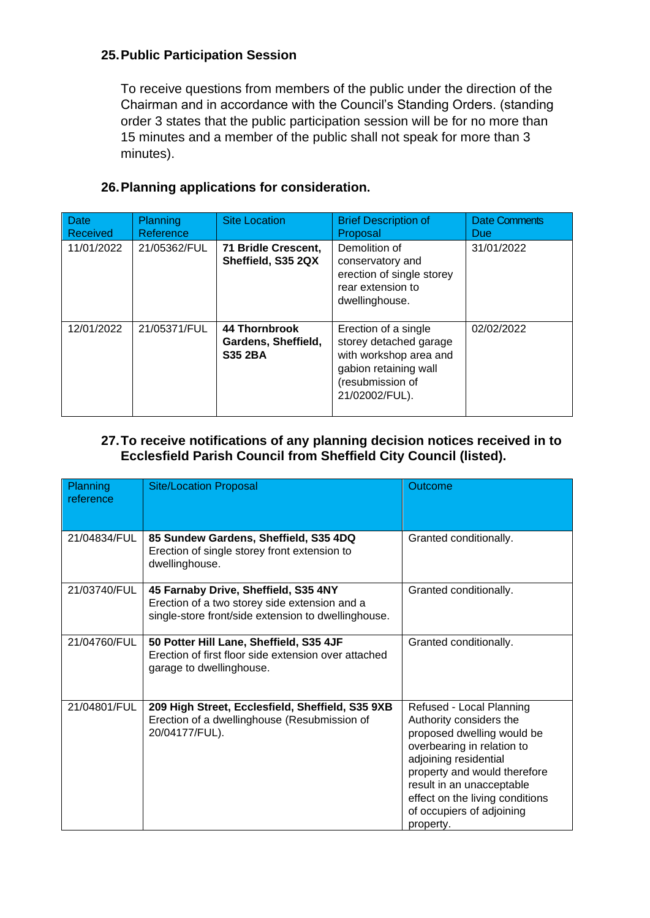## 25. Public Participation Session

To receive questions from members of the public under the direction of the Chairman and in accordance with the Council's Standing Orders. (standing order 3 states that the public participation session will be for no more than 15 minutes and a member of the public shall not speak for more than 3 minutes).

## 26. Planning applications for consideration.

| Date Received | Planning Reference | Site Location | Brief Description of Proposal | Date Comments Due |
|---|---|---|---|---|
| 11/01/2022 | 21/05362/FUL | **71 Bridle Crescent, Sheffield, S35 2QX** | Demolition of conservatory and erection of single storey rear extension to dwellinghouse. | 31/01/2022 |
| 12/01/2022 | 21/05371/FUL | **44 Thornbrook Gardens, Sheffield, S35 2BA** | Erection of a single storey detached garage with workshop area and gabion retaining wall (resubmission of 21/02002/FUL). | 02/02/2022 |

## 27. To receive notifications of any planning decision notices received in to Ecclesfield Parish Council from Sheffield City Council (listed).

| Planning reference | Site/Location Proposal | Outcome |
|---|---|---|
| 21/04834/FUL | **85 Sundew Gardens, Sheffield, S35 4DQ** Erection of single storey front extension to dwellinghouse. | Granted conditionally. |
| 21/03740/FUL | **45 Farnaby Drive, Sheffield, S35 4NY** Erection of a two storey side extension and a single-store front/side extension to dwellinghouse. | Granted conditionally. |
| 21/04760/FUL | **50 Potter Hill Lane, Sheffield, S35 4JF** Erection of first floor side extension over attached garage to dwellinghouse. | Granted conditionally. |
| 21/04801/FUL | **209 High Street, Ecclesfield, Sheffield, S35 9XB** Erection of a dwellinghouse (Resubmission of 20/04177/FUL). | Refused - Local Planning Authority considers the proposed dwelling would be overbearing in relation to adjoining residential property and would therefore result in an unacceptable effect on the living conditions of occupiers of adjoining property. |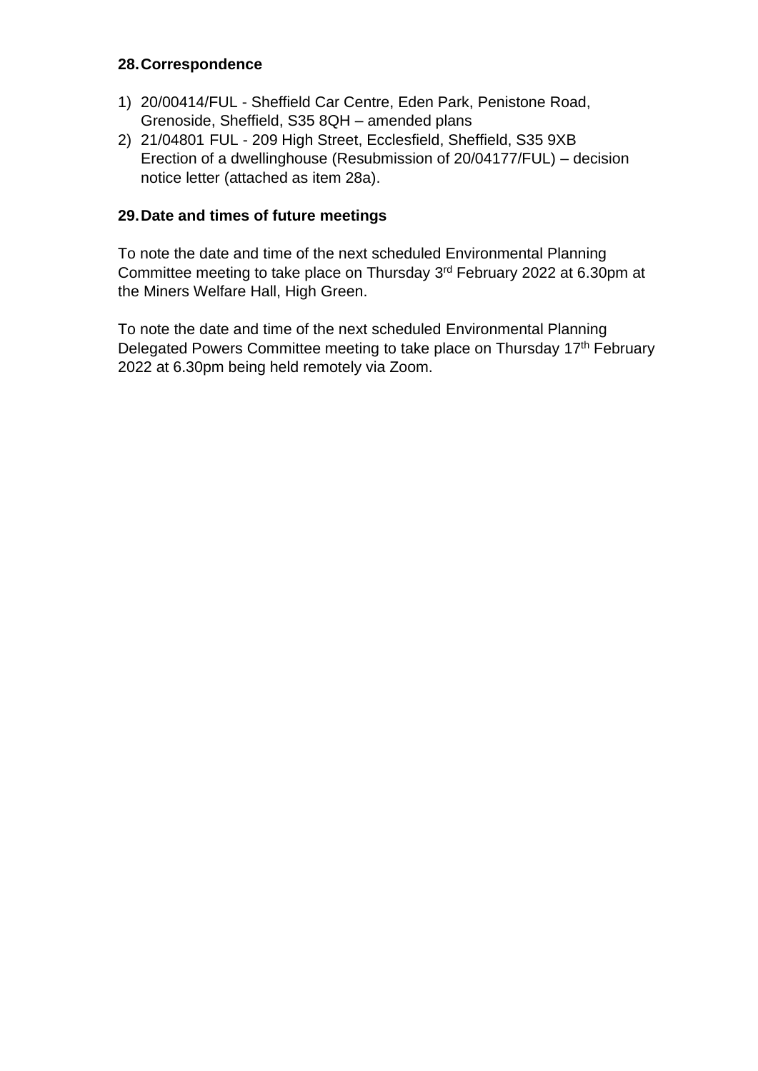## 28. Correspondence

1) 20/00414/FUL - Sheffield Car Centre, Eden Park, Penistone Road, Grenoside, Sheffield, S35 8QH – amended plans
2) 21/04801 FUL - 209 High Street, Ecclesfield, Sheffield, S35 9XB Erection of a dwellinghouse (Resubmission of 20/04177/FUL) – decision notice letter (attached as item 28a).

## 29. Date and times of future meetings

To note the date and time of the next scheduled Environmental Planning Committee meeting to take place on Thursday 3rd February 2022 at 6.30pm at the Miners Welfare Hall, High Green.

To note the date and time of the next scheduled Environmental Planning Delegated Powers Committee meeting to take place on Thursday 17th February 2022 at 6.30pm being held remotely via Zoom.